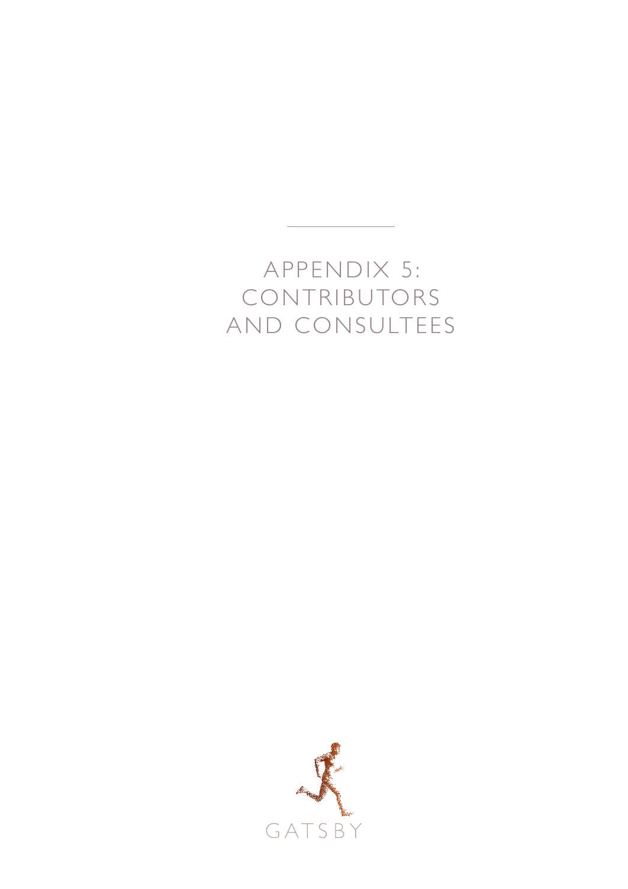# APPENDIX 5: CONTRIBUTORS AND CONSULTEES

GATSBY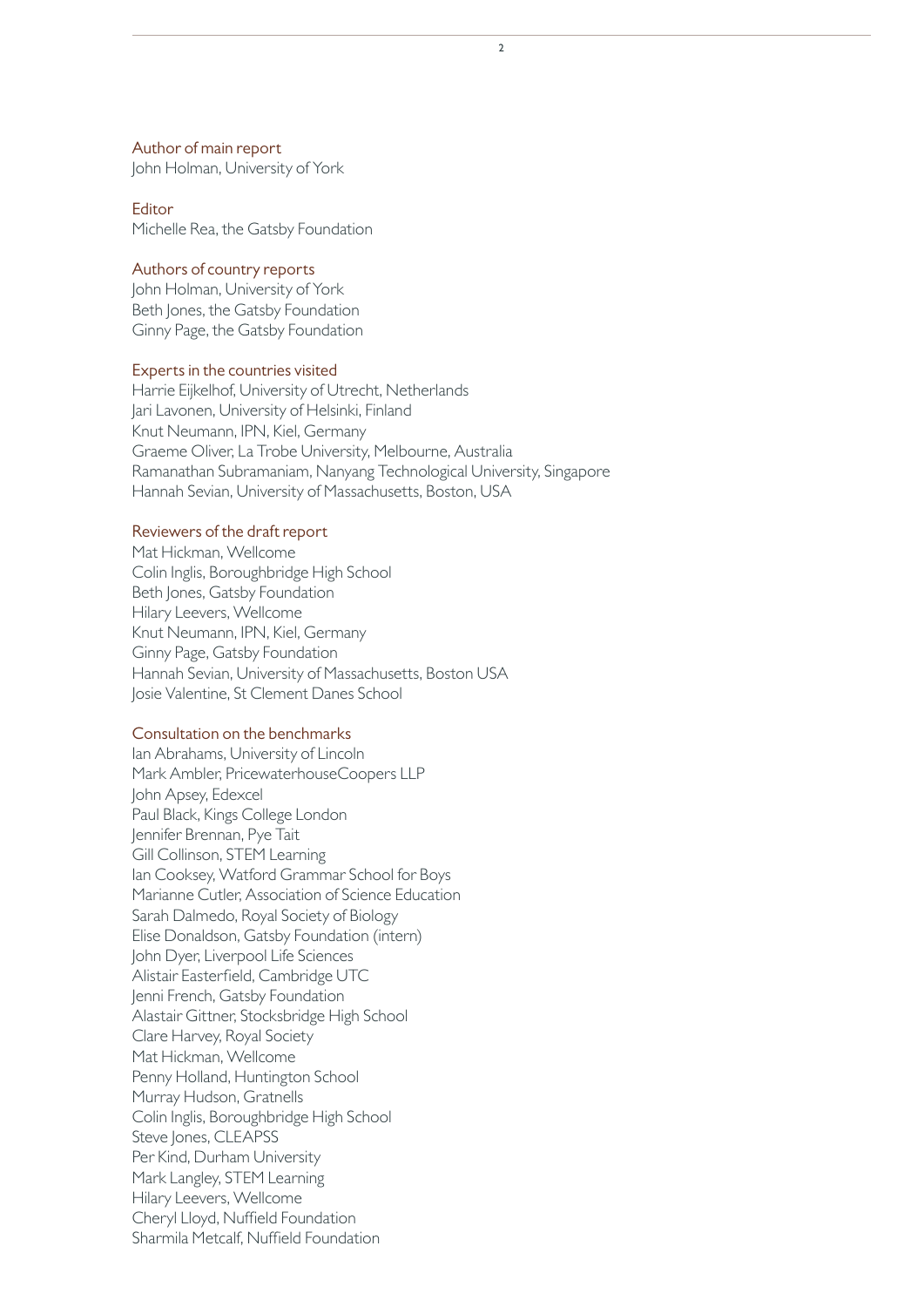### Author of main report

John Holman, University of York

### Editor

Michelle Rea, the Gatsby Foundation

### Authors of country reports

John Holman, University of York
Beth Jones, the Gatsby Foundation
Ginny Page, the Gatsby Foundation

### Experts in the countries visited

Harrie Eijkelhof, University of Utrecht, Netherlands
Jari Lavonen, University of Helsinki, Finland
Knut Neumann, IPN, Kiel, Germany
Graeme Oliver, La Trobe University, Melbourne, Australia
Ramanathan Subramaniam, Nanyang Technological University, Singapore
Hannah Sevian, University of Massachusetts, Boston, USA

### Reviewers of the draft report

Mat Hickman, Wellcome
Colin Inglis, Boroughbridge High School
Beth Jones, Gatsby Foundation
Hilary Leevers, Wellcome
Knut Neumann, IPN, Kiel, Germany
Ginny Page, Gatsby Foundation
Hannah Sevian, University of Massachusetts, Boston USA
Josie Valentine, St Clement Danes School

### Consultation on the benchmarks

Ian Abrahams, University of Lincoln
Mark Ambler, PricewaterhouseCoopers LLP
John Apsey, Edexcel
Paul Black, Kings College London
Jennifer Brennan, Pye Tait
Gill Collinson, STEM Learning
Ian Cooksey, Watford Grammar School for Boys
Marianne Cutler, Association of Science Education
Sarah Dalmedo, Royal Society of Biology
Elise Donaldson, Gatsby Foundation (intern)
John Dyer, Liverpool Life Sciences
Alistair Easterfield, Cambridge UTC
Jenni French, Gatsby Foundation
Alastair Gittner, Stocksbridge High School
Clare Harvey, Royal Society
Mat Hickman, Wellcome
Penny Holland, Huntington School
Murray Hudson, Gratnells
Colin Inglis, Boroughbridge High School
Steve Jones, CLEAPSS
Per Kind, Durham University
Mark Langley, STEM Learning
Hilary Leevers, Wellcome
Cheryl Lloyd, Nuffield Foundation
Sharmila Metcalf, Nuffield Foundation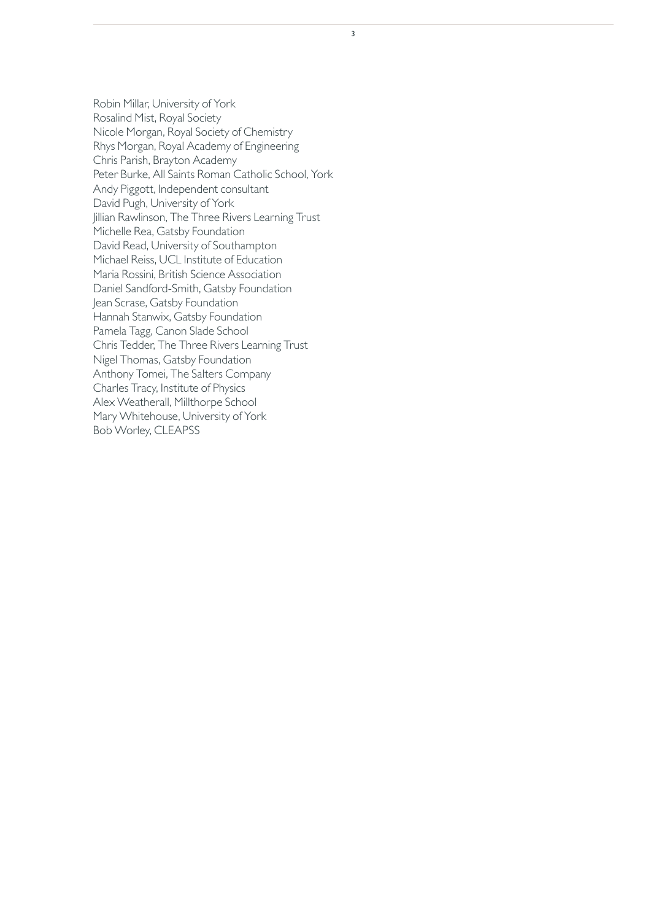Robin Millar, University of York
Rosalind Mist, Royal Society
Nicole Morgan, Royal Society of Chemistry
Rhys Morgan, Royal Academy of Engineering
Chris Parish, Brayton Academy
Peter Burke, All Saints Roman Catholic School, York
Andy Piggott, Independent consultant
David Pugh, University of York
Jillian Rawlinson, The Three Rivers Learning Trust
Michelle Rea, Gatsby Foundation
David Read, University of Southampton
Michael Reiss, UCL Institute of Education
Maria Rossini, British Science Association
Daniel Sandford-Smith, Gatsby Foundation
Jean Scrase, Gatsby Foundation
Hannah Stanwix, Gatsby Foundation
Pamela Tagg, Canon Slade School
Chris Tedder, The Three Rivers Learning Trust
Nigel Thomas, Gatsby Foundation
Anthony Tomei, The Salters Company
Charles Tracy, Institute of Physics
Alex Weatherall, Millthorpe School
Mary Whitehouse, University of York
Bob Worley, CLEAPSS